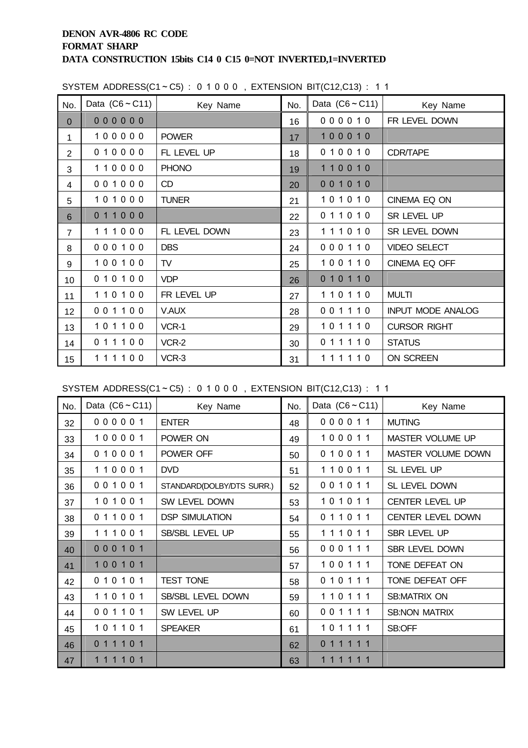**DENON AVR-4806 RC CODE**
**FORMAT SHARP**
**DATA CONSTRUCTION 15bits C14 0 C15 0=NOT INVERTED,1=INVERTED**

SYSTEM ADDRESS(C1～C5) : 0 1 0 0 0 , EXTENSION BIT(C12,C13) : 1 1

| No. | Data (C6～C11) | Key Name | No. | Data (C6～C11) | Key Name |
|---|---|---|---|---|---|
| 0 | 0 0 0 0 0 0 | | 16 | 0 0 0 0 1 0 | FR LEVEL DOWN |
| 1 | 1 0 0 0 0 0 | POWER | 17 | 1 0 0 0 1 0 | |
| 2 | 0 1 0 0 0 0 | FL LEVEL UP | 18 | 0 1 0 0 1 0 | CDR/TAPE |
| 3 | 1 1 0 0 0 0 | PHONO | 19 | 1 1 0 0 1 0 | |
| 4 | 0 0 1 0 0 0 | CD | 20 | 0 0 1 0 1 0 | |
| 5 | 1 0 1 0 0 0 | TUNER | 21 | 1 0 1 0 1 0 | CINEMA EQ ON |
| 6 | 0 1 1 0 0 0 | | 22 | 0 1 1 0 1 0 | SR LEVEL UP |
| 7 | 1 1 1 0 0 0 | FL LEVEL DOWN | 23 | 1 1 1 0 1 0 | SR LEVEL DOWN |
| 8 | 0 0 0 1 0 0 | DBS | 24 | 0 0 0 1 1 0 | VIDEO SELECT |
| 9 | 1 0 0 1 0 0 | TV | 25 | 1 0 0 1 1 0 | CINEMA EQ OFF |
| 10 | 0 1 0 1 0 0 | VDP | 26 | 0 1 0 1 1 0 | |
| 11 | 1 1 0 1 0 0 | FR LEVEL UP | 27 | 1 1 0 1 1 0 | MULTI |
| 12 | 0 0 1 1 0 0 | V.AUX | 28 | 0 0 1 1 1 0 | INPUT MODE ANALOG |
| 13 | 1 0 1 1 0 0 | VCR-1 | 29 | 1 0 1 1 1 0 | CURSOR RIGHT |
| 14 | 0 1 1 1 0 0 | VCR-2 | 30 | 0 1 1 1 1 0 | STATUS |
| 15 | 1 1 1 1 0 0 | VCR-3 | 31 | 1 1 1 1 1 0 | ON SCREEN |

SYSTEM ADDRESS(C1～C5) : 0 1 0 0 0 , EXTENSION BIT(C12,C13) : 1 1

| No. | Data (C6～C11) | Key Name | No. | Data (C6～C11) | Key Name |
|---|---|---|---|---|---|
| 32 | 0 0 0 0 0 1 | ENTER | 48 | 0 0 0 0 1 1 | MUTING |
| 33 | 1 0 0 0 0 1 | POWER ON | 49 | 1 0 0 0 1 1 | MASTER VOLUME UP |
| 34 | 0 1 0 0 0 1 | POWER OFF | 50 | 0 1 0 0 1 1 | MASTER VOLUME DOWN |
| 35 | 1 1 0 0 0 1 | DVD | 51 | 1 1 0 0 1 1 | SL LEVEL UP |
| 36 | 0 0 1 0 0 1 | STANDARD(DOLBY/DTS SURR.) | 52 | 0 0 1 0 1 1 | SL LEVEL DOWN |
| 37 | 1 0 1 0 0 1 | SW LEVEL DOWN | 53 | 1 0 1 0 1 1 | CENTER LEVEL UP |
| 38 | 0 1 1 0 0 1 | DSP SIMULATION | 54 | 0 1 1 0 1 1 | CENTER LEVEL DOWN |
| 39 | 1 1 1 0 0 1 | SB/SBL LEVEL UP | 55 | 1 1 1 0 1 1 | SBR LEVEL UP |
| 40 | 0 0 0 1 0 1 | | 56 | 0 0 0 1 1 1 | SBR LEVEL DOWN |
| 41 | 1 0 0 1 0 1 | | 57 | 1 0 0 1 1 1 | TONE DEFEAT ON |
| 42 | 0 1 0 1 0 1 | TEST TONE | 58 | 0 1 0 1 1 1 | TONE DEFEAT OFF |
| 43 | 1 1 0 1 0 1 | SB/SBL LEVEL DOWN | 59 | 1 1 0 1 1 1 | SB:MATRIX ON |
| 44 | 0 0 1 1 0 1 | SW LEVEL UP | 60 | 0 0 1 1 1 1 | SB:NON MATRIX |
| 45 | 1 0 1 1 0 1 | SPEAKER | 61 | 1 0 1 1 1 1 | SB:OFF |
| 46 | 0 1 1 1 0 1 | | 62 | 0 1 1 1 1 1 | |
| 47 | 1 1 1 1 0 1 | | 63 | 1 1 1 1 1 1 | |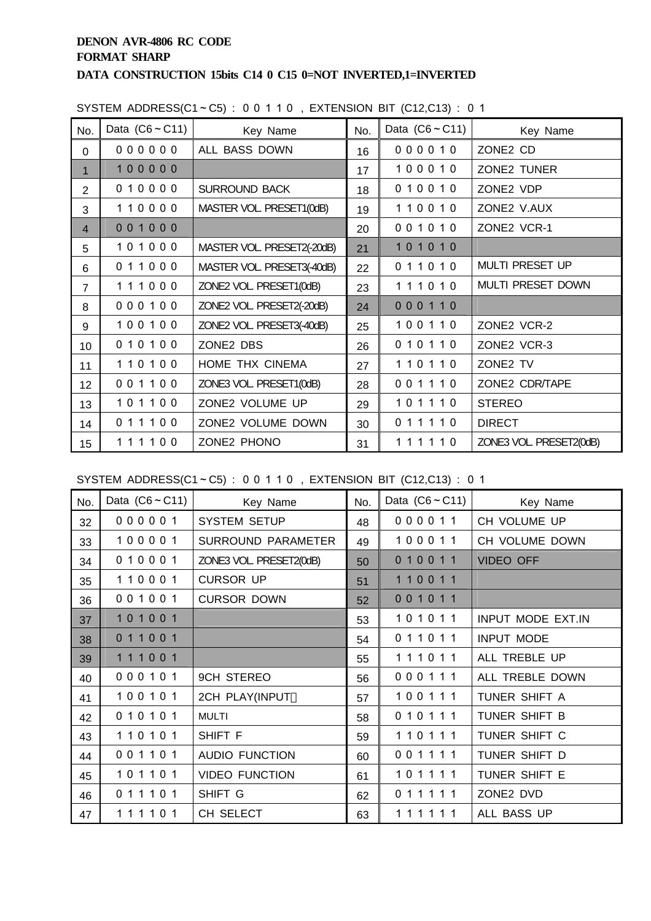**DENON AVR-4806 RC CODE**
**FORMAT SHARP**
**DATA CONSTRUCTION 15bits C14 0 C15 0=NOT INVERTED,1=INVERTED**

SYSTEM ADDRESS(C1～C5) : 0 0 1 1 0 , EXTENSION BIT (C12,C13) : 0 1

| No. | Data (C6～C11) | Key Name | No. | Data (C6～C11) | Key Name |
|---|---|---|---|---|---|
| 0 | 0 0 0 0 0 0 | ALL BASS DOWN | 16 | 0 0 0 0 1 0 | ZONE2 CD |
| 1 | 1 0 0 0 0 0 | | 17 | 1 0 0 0 1 0 | ZONE2 TUNER |
| 2 | 0 1 0 0 0 0 | SURROUND BACK | 18 | 0 1 0 0 1 0 | ZONE2 VDP |
| 3 | 1 1 0 0 0 0 | MASTER VOL. PRESET1(0dB) | 19 | 1 1 0 0 1 0 | ZONE2 V.AUX |
| 4 | 0 0 1 0 0 0 | | 20 | 0 0 1 0 1 0 | ZONE2 VCR-1 |
| 5 | 1 0 1 0 0 0 | MASTER VOL. PRESET2(-20dB) | 21 | 1 0 1 0 1 0 | |
| 6 | 0 1 1 0 0 0 | MASTER VOL. PRESET3(-40dB) | 22 | 0 1 1 0 1 0 | MULTI PRESET UP |
| 7 | 1 1 1 0 0 0 | ZONE2 VOL. PRESET1(0dB) | 23 | 1 1 1 0 1 0 | MULTI PRESET DOWN |
| 8 | 0 0 0 1 0 0 | ZONE2 VOL. PRESET2(-20dB) | 24 | 0 0 0 1 1 0 | |
| 9 | 1 0 0 1 0 0 | ZONE2 VOL. PRESET3(-40dB) | 25 | 1 0 0 1 1 0 | ZONE2 VCR-2 |
| 10 | 0 1 0 1 0 0 | ZONE2 DBS | 26 | 0 1 0 1 1 0 | ZONE2 VCR-3 |
| 11 | 1 1 0 1 0 0 | HOME THX CINEMA | 27 | 1 1 0 1 1 0 | ZONE2 TV |
| 12 | 0 0 1 1 0 0 | ZONE3 VOL. PRESET1(0dB) | 28 | 0 0 1 1 1 0 | ZONE2 CDR/TAPE |
| 13 | 1 0 1 1 0 0 | ZONE2 VOLUME UP | 29 | 1 0 1 1 1 0 | STEREO |
| 14 | 0 1 1 1 0 0 | ZONE2 VOLUME DOWN | 30 | 0 1 1 1 1 0 | DIRECT |
| 15 | 1 1 1 1 0 0 | ZONE2 PHONO | 31 | 1 1 1 1 1 0 | ZONE3 VOL. PRESET2(0dB) |

SYSTEM ADDRESS(C1～C5) : 0 0 1 1 0 , EXTENSION BIT (C12,C13) : 0 1

| No. | Data (C6～C11) | Key Name | No. | Data (C6～C11) | Key Name |
|---|---|---|---|---|---|
| 32 | 0 0 0 0 0 1 | SYSTEM SETUP | 48 | 0 0 0 0 1 1 | CH VOLUME UP |
| 33 | 1 0 0 0 0 1 | SURROUND PARAMETER | 49 | 1 0 0 0 1 1 | CH VOLUME DOWN |
| 34 | 0 1 0 0 0 1 | ZONE3 VOL. PRESET2(0dB) | 50 | 0 1 0 0 1 1 | VIDEO OFF |
| 35 | 1 1 0 0 0 1 | CURSOR UP | 51 | 1 1 0 0 1 1 | |
| 36 | 0 0 1 0 0 1 | CURSOR DOWN | 52 | 0 0 1 0 1 1 | |
| 37 | 1 0 1 0 0 1 | | 53 | 1 0 1 0 1 1 | INPUT MODE EXT.IN |
| 38 | 0 1 1 0 0 1 | | 54 | 0 1 1 0 1 1 | INPUT MODE |
| 39 | 1 1 1 0 0 1 | | 55 | 1 1 1 0 1 1 | ALL TREBLE UP |
| 40 | 0 0 0 1 0 1 | 9CH STEREO | 56 | 0 0 0 1 1 1 | ALL TREBLE DOWN |
| 41 | 1 0 0 1 0 1 | 2CH PLAY(INPUT) | 57 | 1 0 0 1 1 1 | TUNER SHIFT A |
| 42 | 0 1 0 1 0 1 | MULTI | 58 | 0 1 0 1 1 1 | TUNER SHIFT B |
| 43 | 1 1 0 1 0 1 | SHIFT F | 59 | 1 1 0 1 1 1 | TUNER SHIFT C |
| 44 | 0 0 1 1 0 1 | AUDIO FUNCTION | 60 | 0 0 1 1 1 1 | TUNER SHIFT D |
| 45 | 1 0 1 1 0 1 | VIDEO FUNCTION | 61 | 1 0 1 1 1 1 | TUNER SHIFT E |
| 46 | 0 1 1 1 0 1 | SHIFT G | 62 | 0 1 1 1 1 1 | ZONE2 DVD |
| 47 | 1 1 1 1 0 1 | CH SELECT | 63 | 1 1 1 1 1 1 | ALL BASS UP |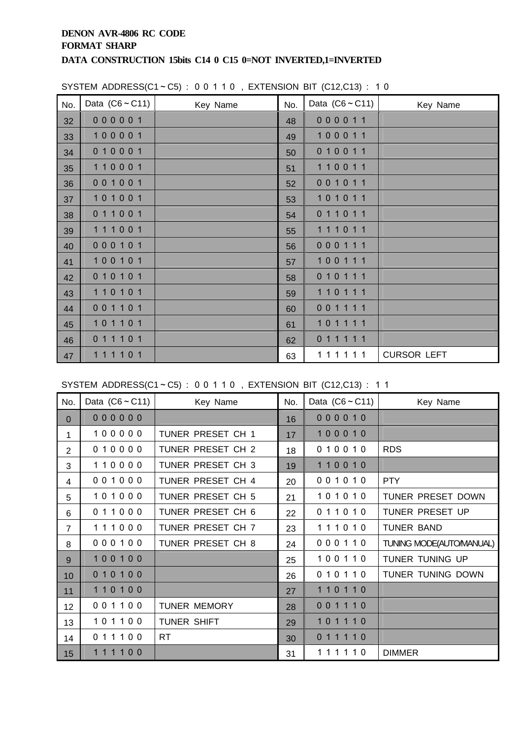**DENON AVR-4806 RC CODE**
**FORMAT SHARP**
**DATA CONSTRUCTION 15bits C14 0 C15 0=NOT INVERTED,1=INVERTED**

SYSTEM ADDRESS(C1～C5) : 0 0 1 1 0 , EXTENSION BIT (C12,C13) : 1 0

| No. | Data (C6～C11) | Key Name | No. | Data (C6～C11) | Key Name |
|---|---|---|---|---|---|
| 32 | 0 0 0 0 0 1 | | 48 | 0 0 0 0 1 1 | |
| 33 | 1 0 0 0 0 1 | | 49 | 1 0 0 0 1 1 | |
| 34 | 0 1 0 0 0 1 | | 50 | 0 1 0 0 1 1 | |
| 35 | 1 1 0 0 0 1 | | 51 | 1 1 0 0 1 1 | |
| 36 | 0 0 1 0 0 1 | | 52 | 0 0 1 0 1 1 | |
| 37 | 1 0 1 0 0 1 | | 53 | 1 0 1 0 1 1 | |
| 38 | 0 1 1 0 0 1 | | 54 | 0 1 1 0 1 1 | |
| 39 | 1 1 1 0 0 1 | | 55 | 1 1 1 0 1 1 | |
| 40 | 0 0 0 1 0 1 | | 56 | 0 0 0 1 1 1 | |
| 41 | 1 0 0 1 0 1 | | 57 | 1 0 0 1 1 1 | |
| 42 | 0 1 0 1 0 1 | | 58 | 0 1 0 1 1 1 | |
| 43 | 1 1 0 1 0 1 | | 59 | 1 1 0 1 1 1 | |
| 44 | 0 0 1 1 0 1 | | 60 | 0 0 1 1 1 1 | |
| 45 | 1 0 1 1 0 1 | | 61 | 1 0 1 1 1 1 | |
| 46 | 0 1 1 1 0 1 | | 62 | 0 1 1 1 1 1 | |
| 47 | 1 1 1 1 0 1 | | 63 | 1 1 1 1 1 1 | CURSOR LEFT |

SYSTEM ADDRESS(C1～C5) : 0 0 1 1 0 , EXTENSION BIT (C12,C13) : 1 1

| No. | Data (C6～C11) | Key Name | No. | Data (C6～C11) | Key Name |
|---|---|---|---|---|---|
| 0 | 0 0 0 0 0 0 | | 16 | 0 0 0 0 1 0 | |
| 1 | 1 0 0 0 0 0 | TUNER PRESET CH 1 | 17 | 1 0 0 0 1 0 | |
| 2 | 0 1 0 0 0 0 | TUNER PRESET CH 2 | 18 | 0 1 0 0 1 0 | RDS |
| 3 | 1 1 0 0 0 0 | TUNER PRESET CH 3 | 19 | 1 1 0 0 1 0 | |
| 4 | 0 0 1 0 0 0 | TUNER PRESET CH 4 | 20 | 0 0 1 0 1 0 | PTY |
| 5 | 1 0 1 0 0 0 | TUNER PRESET CH 5 | 21 | 1 0 1 0 1 0 | TUNER PRESET DOWN |
| 6 | 0 1 1 0 0 0 | TUNER PRESET CH 6 | 22 | 0 1 1 0 1 0 | TUNER PRESET UP |
| 7 | 1 1 1 0 0 0 | TUNER PRESET CH 7 | 23 | 1 1 1 0 1 0 | TUNER BAND |
| 8 | 0 0 0 1 0 0 | TUNER PRESET CH 8 | 24 | 0 0 0 1 1 0 | TUNING MODE(AUTO/MANUAL) |
| 9 | 1 0 0 1 0 0 | | 25 | 1 0 0 1 1 0 | TUNER TUNING UP |
| 10 | 0 1 0 1 0 0 | | 26 | 0 1 0 1 1 0 | TUNER TUNING DOWN |
| 11 | 1 1 0 1 0 0 | | 27 | 1 1 0 1 1 0 | |
| 12 | 0 0 1 1 0 0 | TUNER MEMORY | 28 | 0 0 1 1 1 0 | |
| 13 | 1 0 1 1 0 0 | TUNER SHIFT | 29 | 1 0 1 1 1 0 | |
| 14 | 0 1 1 1 0 0 | RT | 30 | 0 1 1 1 1 0 | |
| 15 | 1 1 1 1 0 0 | | 31 | 1 1 1 1 1 0 | DIMMER |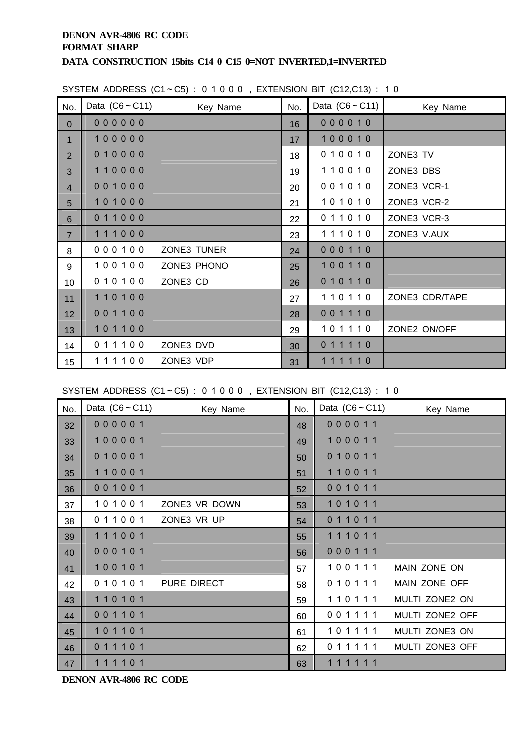**DENON AVR-4806 RC CODE**
**FORMAT SHARP**
**DATA CONSTRUCTION 15bits C14 0 C15 0=NOT INVERTED,1=INVERTED**

SYSTEM ADDRESS (C1～C5) : 0 1 0 0 0 , EXTENSION BIT (C12,C13) : 1 0

| No. | Data (C6～C11) | Key Name | No. | Data (C6～C11) | Key Name |
|---|---|---|---|---|---|
| 0 | 0 0 0 0 0 0 | | 16 | 0 0 0 0 1 0 | |
| 1 | 1 0 0 0 0 0 | | 17 | 1 0 0 0 1 0 | |
| 2 | 0 1 0 0 0 0 | | 18 | 0 1 0 0 1 0 | ZONE3 TV |
| 3 | 1 1 0 0 0 0 | | 19 | 1 1 0 0 1 0 | ZONE3 DBS |
| 4 | 0 0 1 0 0 0 | | 20 | 0 0 1 0 1 0 | ZONE3 VCR-1 |
| 5 | 1 0 1 0 0 0 | | 21 | 1 0 1 0 1 0 | ZONE3 VCR-2 |
| 6 | 0 1 1 0 0 0 | | 22 | 0 1 1 0 1 0 | ZONE3 VCR-3 |
| 7 | 1 1 1 0 0 0 | | 23 | 1 1 1 0 1 0 | ZONE3 V.AUX |
| 8 | 0 0 0 1 0 0 | ZONE3 TUNER | 24 | 0 0 0 1 1 0 | |
| 9 | 1 0 0 1 0 0 | ZONE3 PHONO | 25 | 1 0 0 1 1 0 | |
| 10 | 0 1 0 1 0 0 | ZONE3 CD | 26 | 0 1 0 1 1 0 | |
| 11 | 1 1 0 1 0 0 | | 27 | 1 1 0 1 1 0 | ZONE3 CDR/TAPE |
| 12 | 0 0 1 1 0 0 | | 28 | 0 0 1 1 1 0 | |
| 13 | 1 0 1 1 0 0 | | 29 | 1 0 1 1 1 0 | ZONE2 ON/OFF |
| 14 | 0 1 1 1 0 0 | ZONE3 DVD | 30 | 0 1 1 1 1 0 | |
| 15 | 1 1 1 1 0 0 | ZONE3 VDP | 31 | 1 1 1 1 1 0 | |

SYSTEM ADDRESS (C1～C5) : 0 1 0 0 0 , EXTENSION BIT (C12,C13) : 1 0

| No. | Data (C6～C11) | Key Name | No. | Data (C6～C11) | Key Name |
|---|---|---|---|---|---|
| 32 | 0 0 0 0 0 1 | | 48 | 0 0 0 0 1 1 | |
| 33 | 1 0 0 0 0 1 | | 49 | 1 0 0 0 1 1 | |
| 34 | 0 1 0 0 0 1 | | 50 | 0 1 0 0 1 1 | |
| 35 | 1 1 0 0 0 1 | | 51 | 1 1 0 0 1 1 | |
| 36 | 0 0 1 0 0 1 | | 52 | 0 0 1 0 1 1 | |
| 37 | 1 0 1 0 0 1 | ZONE3 VR DOWN | 53 | 1 0 1 0 1 1 | |
| 38 | 0 1 1 0 0 1 | ZONE3 VR UP | 54 | 0 1 1 0 1 1 | |
| 39 | 1 1 1 0 0 1 | | 55 | 1 1 1 0 1 1 | |
| 40 | 0 0 0 1 0 1 | | 56 | 0 0 0 1 1 1 | |
| 41 | 1 0 0 1 0 1 | | 57 | 1 0 0 1 1 1 | MAIN ZONE ON |
| 42 | 0 1 0 1 0 1 | PURE DIRECT | 58 | 0 1 0 1 1 1 | MAIN ZONE OFF |
| 43 | 1 1 0 1 0 1 | | 59 | 1 1 0 1 1 1 | MULTI ZONE2 ON |
| 44 | 0 0 1 1 0 1 | | 60 | 0 0 1 1 1 1 | MULTI ZONE2 OFF |
| 45 | 1 0 1 1 0 1 | | 61 | 1 0 1 1 1 1 | MULTI ZONE3 ON |
| 46 | 0 1 1 1 0 1 | | 62 | 0 1 1 1 1 1 | MULTI ZONE3 OFF |
| 47 | 1 1 1 1 0 1 | | 63 | 1 1 1 1 1 1 | |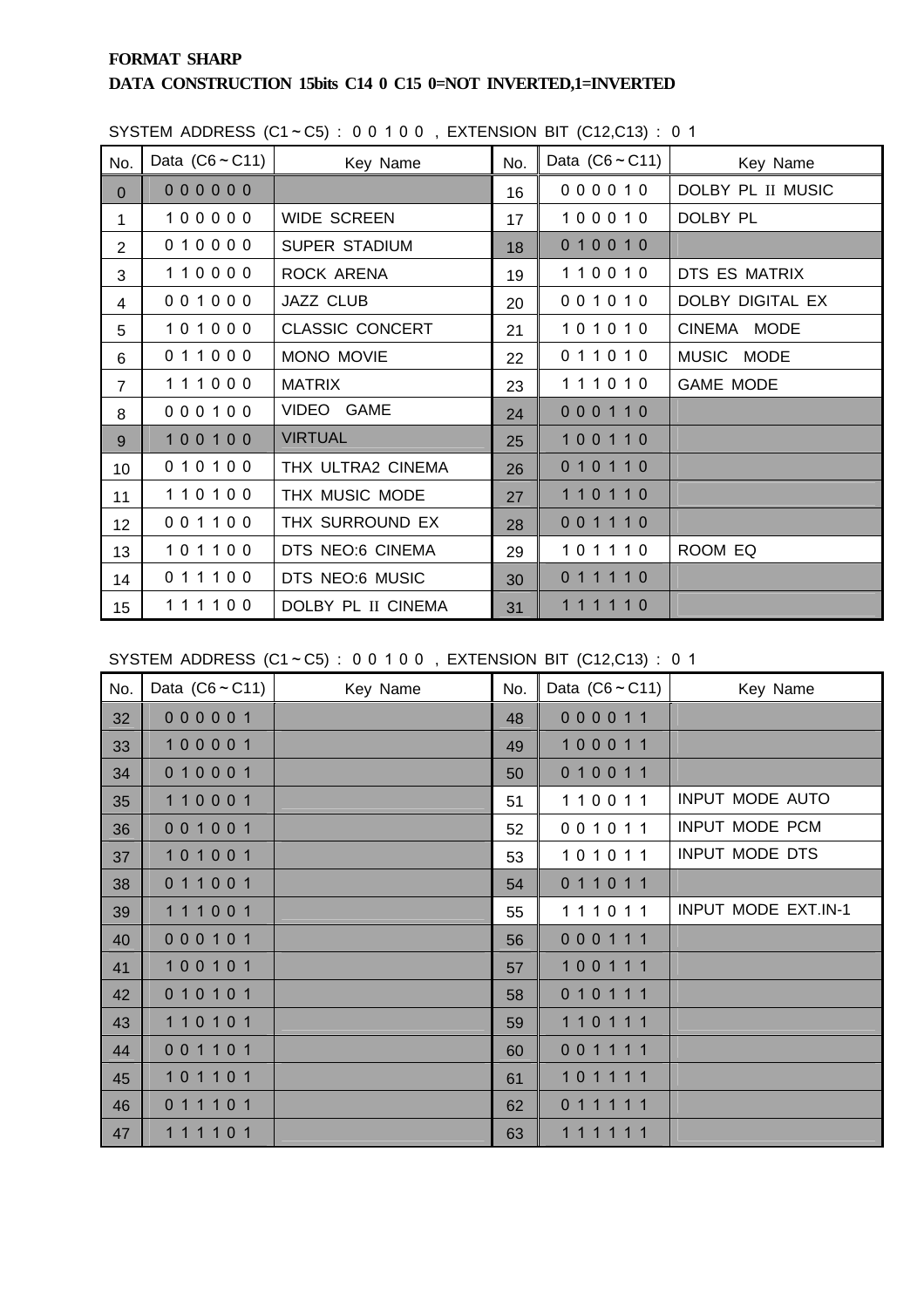**FORMAT SHARP**

**DATA CONSTRUCTION 15bits C14 0 C15 0=NOT INVERTED,1=INVERTED**

SYSTEM ADDRESS (C1～C5) : 0 0 1 0 0 , EXTENSION BIT (C12,C13) : 0 1

| No. | Data (C6～C11) | Key Name | No. | Data (C6～C11) | Key Name |
|---|---|---|---|---|---|
| 0 | 0 0 0 0 0 0 | | 16 | 0 0 0 0 1 0 | DOLBY PL II MUSIC |
| 1 | 1 0 0 0 0 0 | WIDE SCREEN | 17 | 1 0 0 0 1 0 | DOLBY PL |
| 2 | 0 1 0 0 0 0 | SUPER STADIUM | 18 | 0 1 0 0 1 0 | |
| 3 | 1 1 0 0 0 0 | ROCK ARENA | 19 | 1 1 0 0 1 0 | DTS ES MATRIX |
| 4 | 0 0 1 0 0 0 | JAZZ CLUB | 20 | 0 0 1 0 1 0 | DOLBY DIGITAL EX |
| 5 | 1 0 1 0 0 0 | CLASSIC CONCERT | 21 | 1 0 1 0 1 0 | CINEMA MODE |
| 6 | 0 1 1 0 0 0 | MONO MOVIE | 22 | 0 1 1 0 1 0 | MUSIC MODE |
| 7 | 1 1 1 0 0 0 | MATRIX | 23 | 1 1 1 0 1 0 | GAME MODE |
| 8 | 0 0 0 1 0 0 | VIDEO GAME | 24 | 0 0 0 1 1 0 | |
| 9 | 1 0 0 1 0 0 | VIRTUAL | 25 | 1 0 0 1 1 0 | |
| 10 | 0 1 0 1 0 0 | THX ULTRA2 CINEMA | 26 | 0 1 0 1 1 0 | |
| 11 | 1 1 0 1 0 0 | THX MUSIC MODE | 27 | 1 1 0 1 1 0 | |
| 12 | 0 0 1 1 0 0 | THX SURROUND EX | 28 | 0 0 1 1 1 0 | |
| 13 | 1 0 1 1 0 0 | DTS NEO:6 CINEMA | 29 | 1 0 1 1 1 0 | ROOM EQ |
| 14 | 0 1 1 1 0 0 | DTS NEO:6 MUSIC | 30 | 0 1 1 1 1 0 | |
| 15 | 1 1 1 1 0 0 | DOLBY PL II CINEMA | 31 | 1 1 1 1 1 0 | |

SYSTEM ADDRESS (C1～C5) : 0 0 1 0 0 , EXTENSION BIT (C12,C13) : 0 1

| No. | Data (C6～C11) | Key Name | No. | Data (C6～C11) | Key Name |
|---|---|---|---|---|---|
| 32 | 0 0 0 0 0 1 | | 48 | 0 0 0 0 1 1 | |
| 33 | 1 0 0 0 0 1 | | 49 | 1 0 0 0 1 1 | |
| 34 | 0 1 0 0 0 1 | | 50 | 0 1 0 0 1 1 | |
| 35 | 1 1 0 0 0 1 | | 51 | 1 1 0 0 1 1 | INPUT MODE AUTO |
| 36 | 0 0 1 0 0 1 | | 52 | 0 0 1 0 1 1 | INPUT MODE PCM |
| 37 | 1 0 1 0 0 1 | | 53 | 1 0 1 0 1 1 | INPUT MODE DTS |
| 38 | 0 1 1 0 0 1 | | 54 | 0 1 1 0 1 1 | |
| 39 | 1 1 1 0 0 1 | | 55 | 1 1 1 0 1 1 | INPUT MODE EXT.IN-1 |
| 40 | 0 0 0 1 0 1 | | 56 | 0 0 0 1 1 1 | |
| 41 | 1 0 0 1 0 1 | | 57 | 1 0 0 1 1 1 | |
| 42 | 0 1 0 1 0 1 | | 58 | 0 1 0 1 1 1 | |
| 43 | 1 1 0 1 0 1 | | 59 | 1 1 0 1 1 1 | |
| 44 | 0 0 1 1 0 1 | | 60 | 0 0 1 1 1 1 | |
| 45 | 1 0 1 1 0 1 | | 61 | 1 0 1 1 1 1 | |
| 46 | 0 1 1 1 0 1 | | 62 | 0 1 1 1 1 1 | |
| 47 | 1 1 1 1 0 1 | | 63 | 1 1 1 1 1 1 | |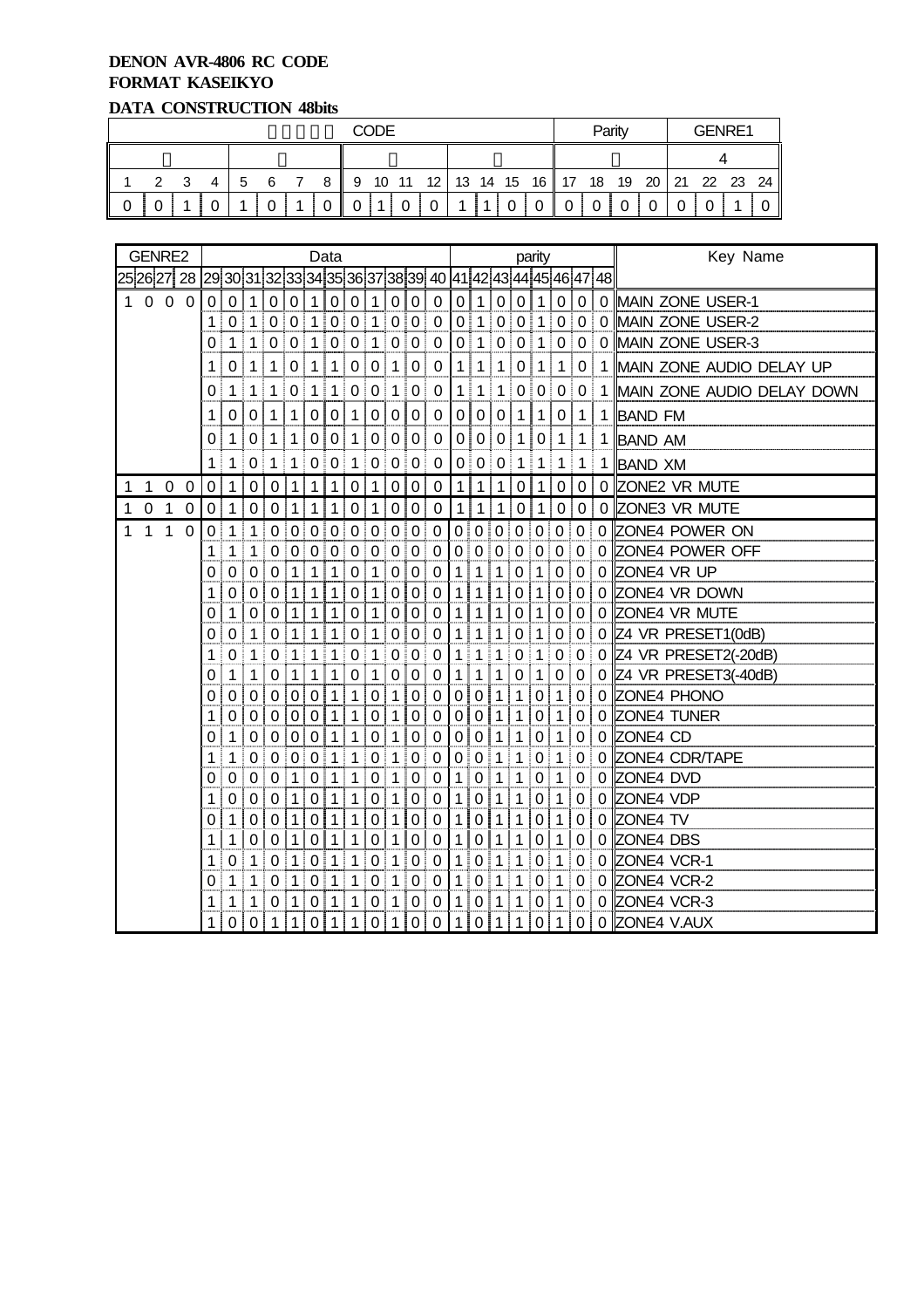**DENON AVR-4806 RC CODE**
**FORMAT KASEIKYO**
**DATA CONSTRUCTION 48bits**

| CODE | | | | | | | | | | | | | | | | Parity | | | | GENRE1 | | | |
|---|---|---|---|---|---|---|---|---|---|---|---|---|---|---|---|---|---|---|---|---|---|---|---|
| | | | | | | | | | | | | | | | | | | | | 4 | | | |
| 1 | 2 | 3 | 4 | 5 | 6 | 7 | 8 | 9 | 10 | 11 | 12 | 13 | 14 | 15 | 16 | 17 | 18 | 19 | 20 | 21 | 22 | 23 | 24 |
| 0 | 0 | 1 | 0 | 1 | 0 | 1 | 0 | 0 | 1 | 0 | 0 | 1 | 1 | 0 | 0 | 0 | 0 | 0 | 0 | 0 | 0 | 1 | 0 |

| GENRE2 (25 26 27 28) | Data (29–40) | parity (41–48) | Key Name |
|---|---|---|---|
| 1 0 0 0 | 0 0 1 0 0 1 0 0 1 0 0 0 | 0 1 0 0 1 0 0 0 | MAIN ZONE USER-1 |
| | 1 0 1 0 0 1 0 0 1 0 0 0 | 0 1 0 0 1 0 0 0 | MAIN ZONE USER-2 |
| | 0 1 1 0 0 1 0 0 1 0 0 0 | 0 1 0 0 1 0 0 0 | MAIN ZONE USER-3 |
| | 1 0 1 1 0 1 1 0 0 1 0 0 | 1 1 1 0 1 1 0 1 | MAIN ZONE AUDIO DELAY UP |
| | 0 1 1 1 0 1 1 0 0 1 0 0 | 1 1 1 0 0 0 0 1 | MAIN ZONE AUDIO DELAY DOWN |
| | 1 0 0 1 1 0 0 1 0 0 0 0 | 0 0 0 1 1 0 1 1 | BAND FM |
| | 0 1 0 1 1 0 0 1 0 0 0 0 | 0 0 0 1 0 1 1 1 | BAND AM |
| | 1 1 0 1 1 0 0 1 0 0 0 0 | 0 0 0 1 1 1 1 1 | BAND XM |
| 1 1 0 0 | 0 1 0 0 1 1 1 0 1 0 0 0 | 1 1 1 0 1 0 0 0 | ZONE2 VR MUTE |
| 1 0 1 0 | 0 1 0 0 1 1 1 0 1 0 0 0 | 1 1 1 0 1 0 0 0 | ZONE3 VR MUTE |
| 1 1 1 0 | 0 1 1 0 0 0 0 0 0 0 0 0 | 0 0 0 0 0 0 0 0 | ZONE4 POWER ON |
| | 1 1 1 0 0 0 0 0 0 0 0 0 | 0 0 0 0 0 0 0 0 | ZONE4 POWER OFF |
| | 0 0 0 0 1 1 1 0 1 0 0 0 | 1 1 1 0 1 0 0 0 | ZONE4 VR UP |
| | 1 0 0 0 1 1 1 0 1 0 0 0 | 1 1 1 0 1 0 0 0 | ZONE4 VR DOWN |
| | 0 1 0 0 1 1 1 0 1 0 0 0 | 1 1 1 0 1 0 0 0 | ZONE4 VR MUTE |
| | 0 0 1 0 1 1 1 0 1 0 0 0 | 1 1 1 0 1 0 0 0 | Z4 VR PRESET1(0dB) |
| | 1 0 1 0 1 1 1 0 1 0 0 0 | 1 1 1 0 1 0 0 0 | Z4 VR PRESET2(-20dB) |
| | 0 1 1 0 1 1 1 0 1 0 0 0 | 1 1 1 0 1 0 0 0 | Z4 VR PRESET3(-40dB) |
| | 0 0 0 0 0 0 1 1 0 1 0 0 | 0 0 1 1 0 1 0 0 | ZONE4 PHONO |
| | 1 0 0 0 0 0 1 1 0 1 0 0 | 0 0 1 1 0 1 0 0 | ZONE4 TUNER |
| | 0 1 0 0 0 0 1 1 0 1 0 0 | 0 0 1 1 0 1 0 0 | ZONE4 CD |
| | 1 1 0 0 0 0 1 1 0 1 0 0 | 0 0 1 1 0 1 0 0 | ZONE4 CDR/TAPE |
| | 0 0 0 0 1 0 1 1 0 1 0 0 | 1 0 1 1 0 1 0 0 | ZONE4 DVD |
| | 1 0 0 0 1 0 1 1 0 1 0 0 | 1 0 1 1 0 1 0 0 | ZONE4 VDP |
| | 0 1 0 0 1 0 1 1 0 1 0 0 | 1 0 1 1 0 1 0 0 | ZONE4 TV |
| | 1 1 0 0 1 0 1 1 0 1 0 0 | 1 0 1 1 0 1 0 0 | ZONE4 DBS |
| | 1 0 1 0 1 0 1 1 0 1 0 0 | 1 0 1 1 0 1 0 0 | ZONE4 VCR-1 |
| | 0 1 1 0 1 0 1 1 0 1 0 0 | 1 0 1 1 0 1 0 0 | ZONE4 VCR-2 |
| | 1 1 1 0 1 0 1 1 0 1 0 0 | 1 0 1 1 0 1 0 0 | ZONE4 VCR-3 |
| | 1 0 0 1 1 0 1 1 0 1 0 0 | 1 0 1 1 0 1 0 0 | ZONE4 V.AUX |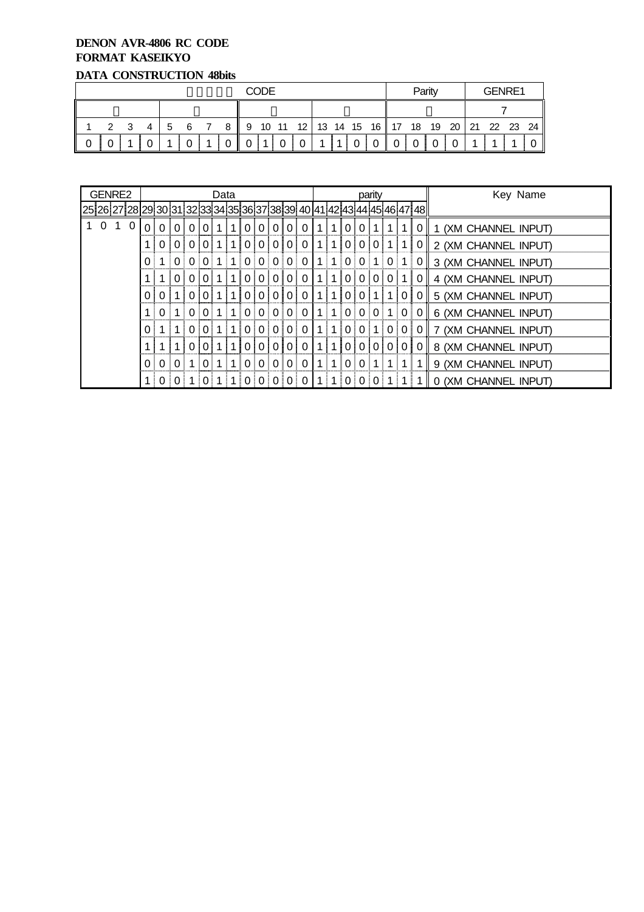**DENON AVR-4806 RC CODE**
**FORMAT KASEIKYO**
**DATA CONSTRUCTION 48bits**

| CODE | | | | | | | | | | | | | | | | Parity | | | | GENRE1 | | | |
|---|---|---|---|---|---|---|---|---|---|---|---|---|---|---|---|---|---|---|---|---|---|---|---|
| | | | | | | | | | | | | | | | | | | | | 7 | | | |
| 1 | 2 | 3 | 4 | 5 | 6 | 7 | 8 | 9 | 10 | 11 | 12 | 13 | 14 | 15 | 16 | 17 | 18 | 19 | 20 | 21 | 22 | 23 | 24 |
| 0 | 0 | 1 | 0 | 1 | 0 | 1 | 0 | 0 | 1 | 0 | 0 | 1 | 1 | 0 | 0 | 0 | 0 | 0 | 0 | 1 | 1 | 1 | 0 |

| GENRE2 | | | | Data | | | | | | | | | | | | parity | | | | | | | | Key Name |
|---|---|---|---|---|---|---|---|---|---|---|---|---|---|---|---|---|---|---|---|---|---|---|---|---|
| 25 | 26 | 27 | 28 | 29 | 30 | 31 | 32 | 33 | 34 | 35 | 36 | 37 | 38 | 39 | 40 | 41 | 42 | 43 | 44 | 45 | 46 | 47 | 48 | |
| 1 | 0 | 1 | 0 | 0 | 0 | 0 | 0 | 0 | 1 | 1 | 0 | 0 | 0 | 0 | 0 | 1 | 1 | 0 | 0 | 1 | 1 | 1 | 0 | 1 (XM CHANNEL INPUT) |
| | | | | 1 | 0 | 0 | 0 | 0 | 1 | 1 | 0 | 0 | 0 | 0 | 0 | 1 | 1 | 0 | 0 | 0 | 1 | 1 | 0 | 2 (XM CHANNEL INPUT) |
| | | | | 0 | 1 | 0 | 0 | 0 | 1 | 1 | 0 | 0 | 0 | 0 | 0 | 1 | 1 | 0 | 0 | 1 | 0 | 1 | 0 | 3 (XM CHANNEL INPUT) |
| | | | | 1 | 1 | 0 | 0 | 0 | 1 | 1 | 0 | 0 | 0 | 0 | 0 | 1 | 1 | 0 | 0 | 0 | 0 | 1 | 0 | 4 (XM CHANNEL INPUT) |
| | | | | 0 | 0 | 1 | 0 | 0 | 1 | 1 | 0 | 0 | 0 | 0 | 0 | 1 | 1 | 0 | 0 | 1 | 1 | 0 | 0 | 5 (XM CHANNEL INPUT) |
| | | | | 1 | 0 | 1 | 0 | 0 | 1 | 1 | 0 | 0 | 0 | 0 | 0 | 1 | 1 | 0 | 0 | 0 | 1 | 0 | 0 | 6 (XM CHANNEL INPUT) |
| | | | | 0 | 1 | 1 | 0 | 0 | 1 | 1 | 0 | 0 | 0 | 0 | 0 | 1 | 1 | 0 | 0 | 1 | 0 | 0 | 0 | 7 (XM CHANNEL INPUT) |
| | | | | 1 | 1 | 1 | 0 | 0 | 1 | 1 | 0 | 0 | 0 | 0 | 0 | 1 | 1 | 0 | 0 | 0 | 0 | 0 | 0 | 8 (XM CHANNEL INPUT) |
| | | | | 0 | 0 | 0 | 1 | 0 | 1 | 1 | 0 | 0 | 0 | 0 | 0 | 1 | 1 | 0 | 0 | 1 | 1 | 1 | 1 | 9 (XM CHANNEL INPUT) |
| | | | | 1 | 0 | 0 | 1 | 0 | 1 | 1 | 0 | 0 | 0 | 0 | 0 | 1 | 1 | 0 | 0 | 0 | 1 | 1 | 1 | 0 (XM CHANNEL INPUT) |